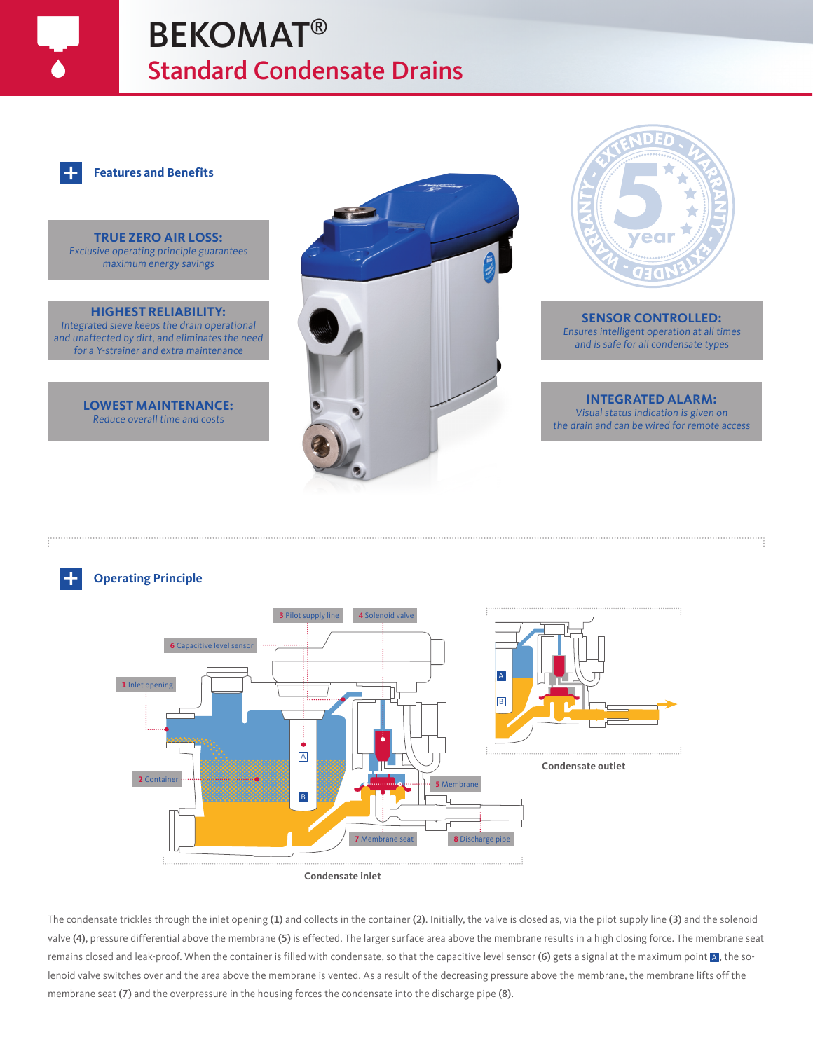# BEKOMAT®

## Standard Condensate Drains

### Features and Benefits

**TRUE ZERO AIR LOSS:**
*Exclusive operating principle guarantees maximum energy savings*

**HIGHEST RELIABILITY:**
*Integrated sieve keeps the drain operational and unaffected by dirt, and eliminates the need for a Y-strainer and extra maintenance*

**LOWEST MAINTENANCE:**
*Reduce overall time and costs*

**SENSOR CONTROLLED:**
*Ensures intelligent operation at all times and is safe for all condensate types*

**INTEGRATED ALARM:**
*Visual status indication is given on the drain and can be wired for remote access*

### Operating Principle

Condensate inlet

Condensate outlet

The condensate trickles through the inlet opening **(1)** and collects in the container **(2)**. Initially, the valve is closed as, via the pilot supply line **(3)** and the solenoid valve **(4)**, pressure differential above the membrane **(5)** is effected. The larger surface area above the membrane results in a high closing force. The membrane seat remains closed and leak-proof. When the container is filled with condensate, so that the capacitive level sensor **(6)** gets a signal at the maximum point A, the solenoid valve switches over and the area above the membrane is vented. As a result of the decreasing pressure above the membrane, the membrane lifts off the membrane seat **(7)** and the overpressure in the housing forces the condensate into the discharge pipe **(8)**.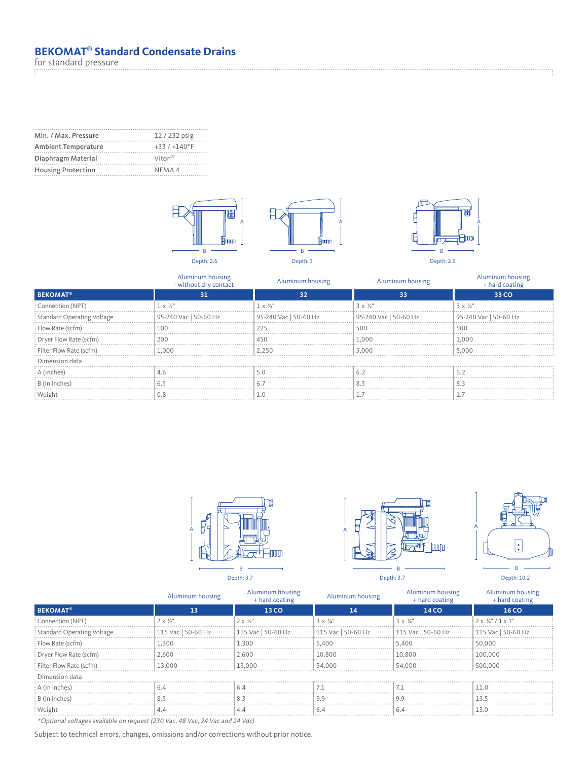# BEKOMAT® Standard Condensate Drains

for standard pressure

| | |
|---|---|
| **Min. / Max. Pressure** | 12 / 232 psig |
| **Ambient Temperature** | +33 / +140°F |
| **Diaphragm Material** | Viton® |
| **Housing Protection** | NEMA 4 |

A

B

Depth: 2.6

A

B

Depth: 3

A

B

Depth: 2.9

| | Aluminum housing - without dry contact | Aluminum housing | Aluminum housing | Aluminum housing + hard coating |
|---|---|---|---|---|
| **BEKOMAT®** | **31** | **32** | **33** | **33 CO** |
| Connection (NPT) | 1 x ½" | 1 x ½" | 3 x ½" | 3 x ½" |
| Standard Operating Voltage | 95-240 Vac \| 50-60 Hz | 95-240 Vac \| 50-60 Hz | 95-240 Vac \| 50-60 Hz | 95-240 Vac \| 50-60 Hz |
| Flow Rate (scfm) | 100 | 225 | 500 | 500 |
| Dryer Flow Rate (scfm) | 200 | 450 | 1,000 | 1,000 |
| Filter Flow Rate (scfm) | 1,000 | 2,250 | 5,000 | 5,000 |
| Dimension data | | | | |
| A (inches) | 4.6 | 5.0 | 6.2 | 6.2 |
| B (in inches) | 6.5 | 6.7 | 8.3 | 8.3 |
| Weight | 0.8 | 1.0 | 1.7 | 1.7 |

A

B

Depth: 3.7

A

B

Depth: 3.7

A

B

Depth: 10.2

| | Aluminum housing | Aluminum housing + hard coating | Aluminum housing | Aluminum housing + hard coating | Aluminum housing + hard coating |
|---|---|---|---|---|---|
| **BEKOMAT®** | **13** | **13 CO** | **14** | **14 CO** | **16 CO** |
| Connection (NPT) | 2 x ½" | 2 x ½" | 3 x ¾" | 3 x ¾" | 2 x ¾" / 1 x 1" |
| Standard Operating Voltage | 115 Vac \| 50-60 Hz | 115 Vac \| 50-60 Hz | 115 Vac \| 50-60 Hz | 115 Vac \| 50-60 Hz | 115 Vac \| 50-60 Hz |
| Flow Rate (scfm) | 1,300 | 1,300 | 5,400 | 5,400 | 50,000 |
| Dryer Flow Rate (scfm) | 2,600 | 2,600 | 10,800 | 10,800 | 100,000 |
| Filter Flow Rate (scfm) | 13,000 | 13,000 | 54,000 | 54,000 | 500,000 |
| Dimension data | | | | | |
| A (in inches) | 6.4 | 6.4 | 7.1 | 7.1 | 11.0 |
| B (in inches) | 8.3 | 8.3 | 9.9 | 9.9 | 13.5 |
| Weight | 4.4 | 4.4 | 6.4 | 6.4 | 13.0 |

*\*Optional voltages available on request (230 Vac, 48 Vac, 24 Vac and 24 Vdc)*

Subject to technical errors, changes, omissions and/or corrections without prior notice.